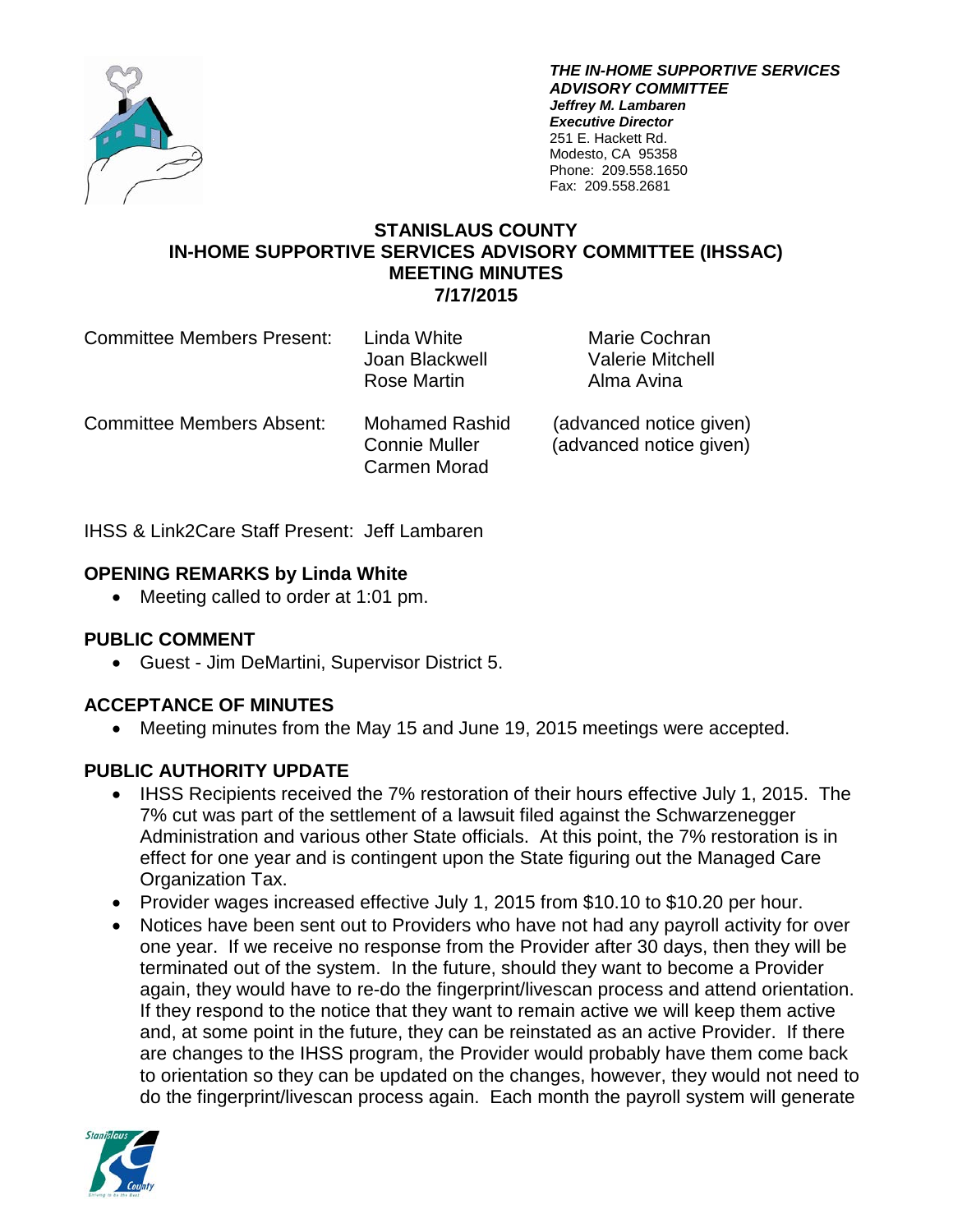***THE IN-HOME SUPPORTIVE SERVICES ADVISORY COMMITTEE***
***Jeffrey M. Lambaren***
***Executive Director***
251 E. Hackett Rd.
Modesto, CA 95358
Phone: 209.558.1650
Fax: 209.558.2681

# STANISLAUS COUNTY
# IN-HOME SUPPORTIVE SERVICES ADVISORY COMMITTEE (IHSSAC)
# MEETING MINUTES
# 7/17/2015

Committee Members Present: Linda White, Marie Cochran, Joan Blackwell, Valerie Mitchell, Rose Martin, Alma Avina

Committee Members Absent: Mohamed Rashid (advanced notice given), Connie Muller (advanced notice given), Carmen Morad

IHSS & Link2Care Staff Present: Jeff Lambaren

## OPENING REMARKS by Linda White

- Meeting called to order at 1:01 pm.

## PUBLIC COMMENT

- Guest - Jim DeMartini, Supervisor District 5.

## ACCEPTANCE OF MINUTES

- Meeting minutes from the May 15 and June 19, 2015 meetings were accepted.

## PUBLIC AUTHORITY UPDATE

- IHSS Recipients received the 7% restoration of their hours effective July 1, 2015. The 7% cut was part of the settlement of a lawsuit filed against the Schwarzenegger Administration and various other State officials. At this point, the 7% restoration is in effect for one year and is contingent upon the State figuring out the Managed Care Organization Tax.
- Provider wages increased effective July 1, 2015 from \$10.10 to \$10.20 per hour.
- Notices have been sent out to Providers who have not had any payroll activity for over one year. If we receive no response from the Provider after 30 days, then they will be terminated out of the system. In the future, should they want to become a Provider again, they would have to re-do the fingerprint/livescan process and attend orientation. If they respond to the notice that they want to remain active we will keep them active and, at some point in the future, they can be reinstated as an active Provider. If there are changes to the IHSS program, the Provider would probably have them come back to orientation so they can be updated on the changes, however, they would not need to do the fingerprint/livescan process again. Each month the payroll system will generate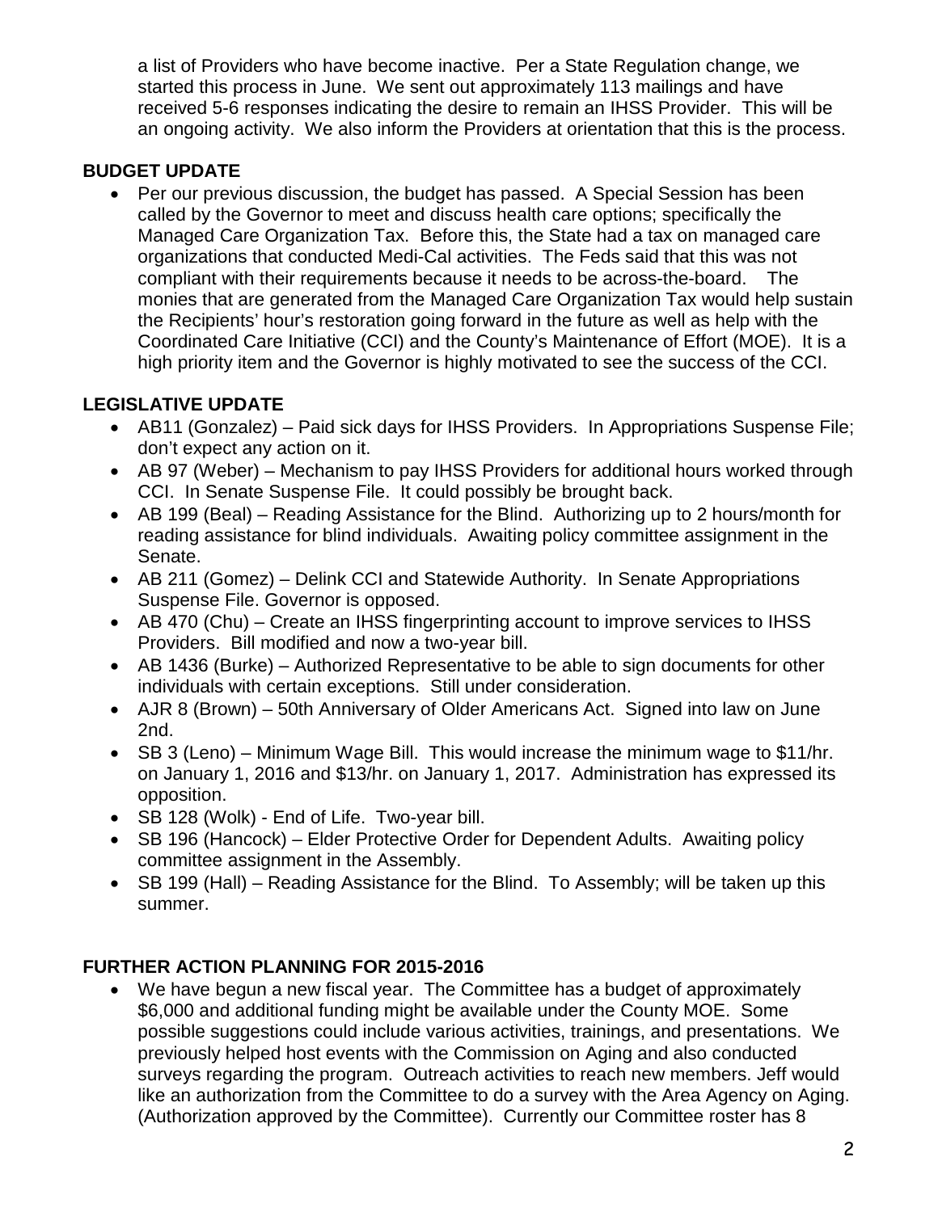a list of Providers who have become inactive. Per a State Regulation change, we started this process in June. We sent out approximately 113 mailings and have received 5-6 responses indicating the desire to remain an IHSS Provider. This will be an ongoing activity. We also inform the Providers at orientation that this is the process.

**BUDGET UPDATE**

- Per our previous discussion, the budget has passed. A Special Session has been called by the Governor to meet and discuss health care options; specifically the Managed Care Organization Tax. Before this, the State had a tax on managed care organizations that conducted Medi-Cal activities. The Feds said that this was not compliant with their requirements because it needs to be across-the-board. The monies that are generated from the Managed Care Organization Tax would help sustain the Recipients' hour's restoration going forward in the future as well as help with the Coordinated Care Initiative (CCI) and the County's Maintenance of Effort (MOE). It is a high priority item and the Governor is highly motivated to see the success of the CCI.

**LEGISLATIVE UPDATE**

- AB11 (Gonzalez) – Paid sick days for IHSS Providers. In Appropriations Suspense File; don't expect any action on it.
- AB 97 (Weber) – Mechanism to pay IHSS Providers for additional hours worked through CCI. In Senate Suspense File. It could possibly be brought back.
- AB 199 (Beal) – Reading Assistance for the Blind. Authorizing up to 2 hours/month for reading assistance for blind individuals. Awaiting policy committee assignment in the Senate.
- AB 211 (Gomez) – Delink CCI and Statewide Authority. In Senate Appropriations Suspense File. Governor is opposed.
- AB 470 (Chu) – Create an IHSS fingerprinting account to improve services to IHSS Providers. Bill modified and now a two-year bill.
- AB 1436 (Burke) – Authorized Representative to be able to sign documents for other individuals with certain exceptions. Still under consideration.
- AJR 8 (Brown) – 50th Anniversary of Older Americans Act. Signed into law on June 2nd.
- SB 3 (Leno) – Minimum Wage Bill. This would increase the minimum wage to $11/hr. on January 1, 2016 and $13/hr. on January 1, 2017. Administration has expressed its opposition.
- SB 128 (Wolk) - End of Life. Two-year bill.
- SB 196 (Hancock) – Elder Protective Order for Dependent Adults. Awaiting policy committee assignment in the Assembly.
- SB 199 (Hall) – Reading Assistance for the Blind. To Assembly; will be taken up this summer.

**FURTHER ACTION PLANNING FOR 2015-2016**

- We have begun a new fiscal year. The Committee has a budget of approximately $6,000 and additional funding might be available under the County MOE. Some possible suggestions could include various activities, trainings, and presentations. We previously helped host events with the Commission on Aging and also conducted surveys regarding the program. Outreach activities to reach new members. Jeff would like an authorization from the Committee to do a survey with the Area Agency on Aging. (Authorization approved by the Committee). Currently our Committee roster has 8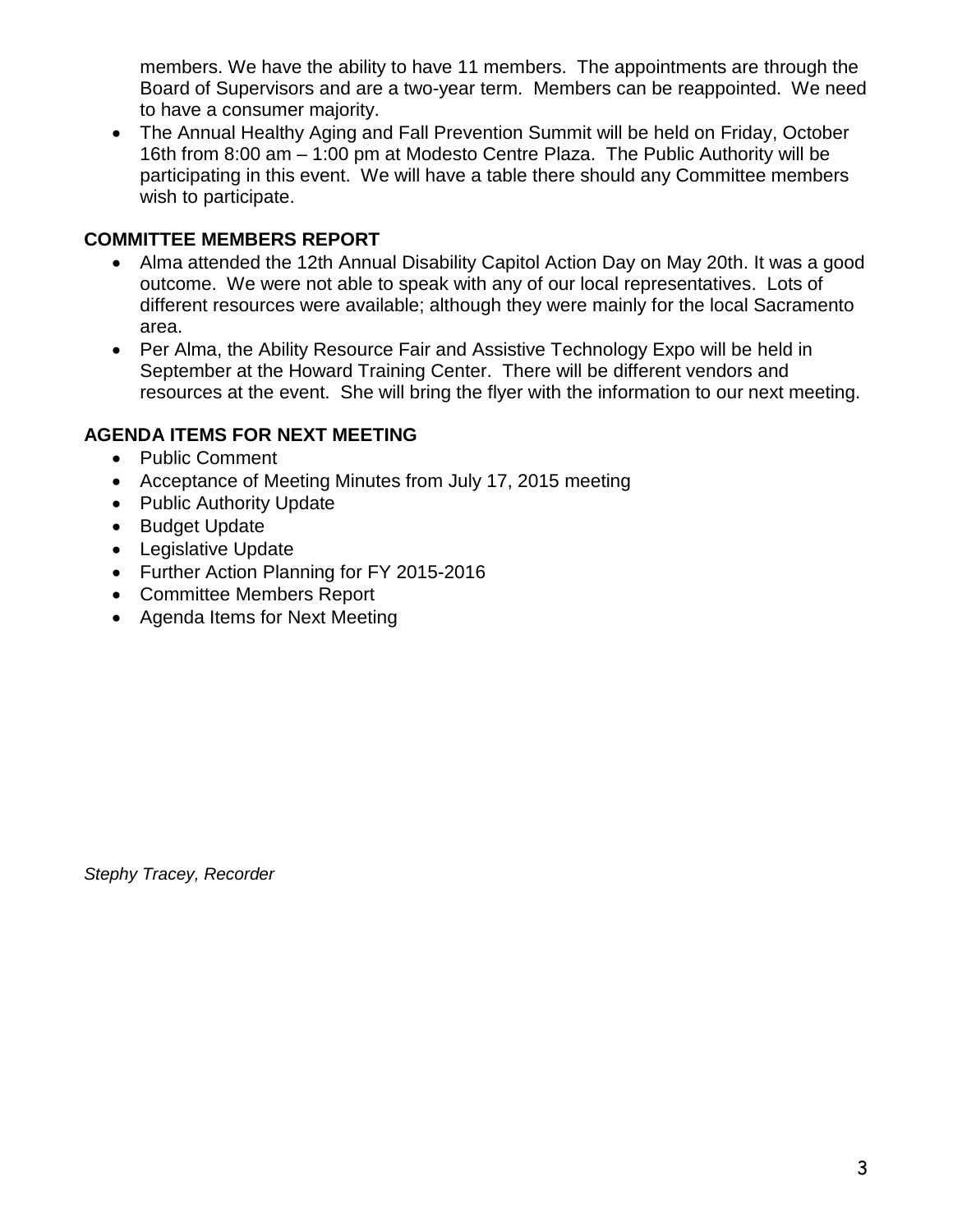members. We have the ability to have 11 members. The appointments are through the Board of Supervisors and are a two-year term. Members can be reappointed. We need to have a consumer majority.

- The Annual Healthy Aging and Fall Prevention Summit will be held on Friday, October 16th from 8:00 am – 1:00 pm at Modesto Centre Plaza. The Public Authority will be participating in this event. We will have a table there should any Committee members wish to participate.

**COMMITTEE MEMBERS REPORT**

- Alma attended the 12th Annual Disability Capitol Action Day on May 20th. It was a good outcome. We were not able to speak with any of our local representatives. Lots of different resources were available; although they were mainly for the local Sacramento area.
- Per Alma, the Ability Resource Fair and Assistive Technology Expo will be held in September at the Howard Training Center. There will be different vendors and resources at the event. She will bring the flyer with the information to our next meeting.

**AGENDA ITEMS FOR NEXT MEETING**

- Public Comment
- Acceptance of Meeting Minutes from July 17, 2015 meeting
- Public Authority Update
- Budget Update
- Legislative Update
- Further Action Planning for FY 2015-2016
- Committee Members Report
- Agenda Items for Next Meeting

*Stephy Tracey, Recorder*